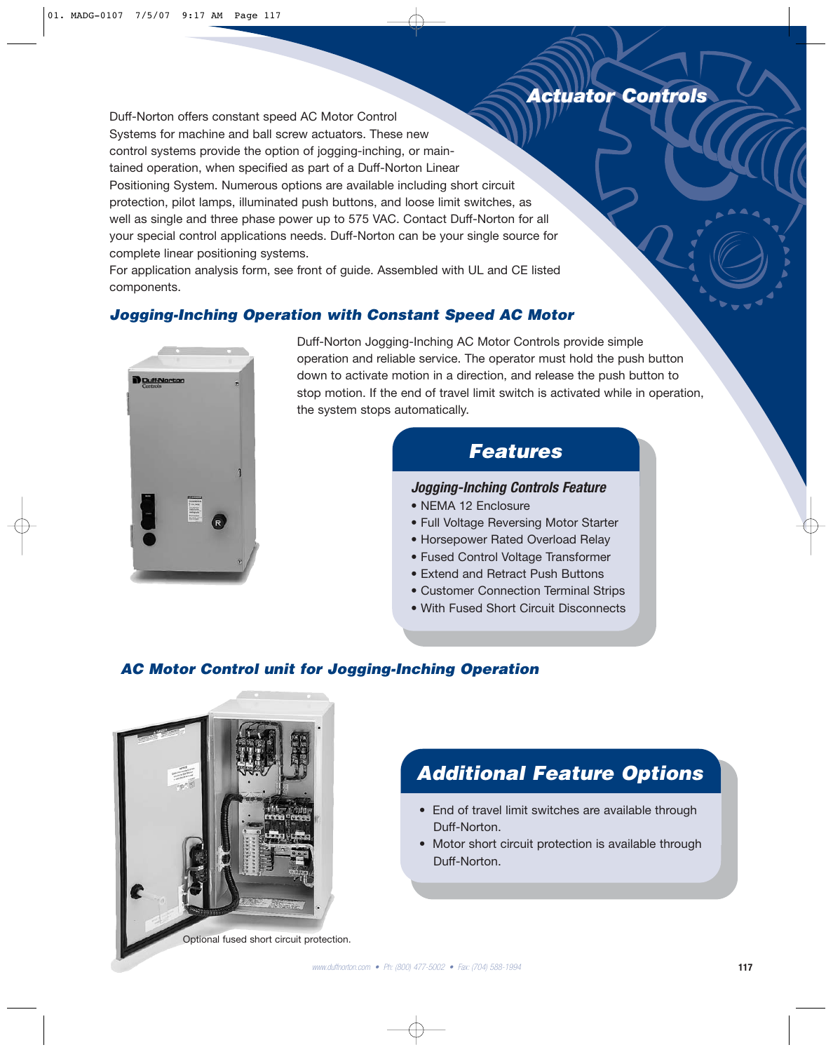# Actuator Controls

Duff-Norton offers constant speed AC Motor Control Systems for machine and ball screw actuators. These new control systems provide the option of jogging-inching, or maintained operation, when specified as part of a Duff-Norton Linear Positioning System. Numerous options are available including short circuit protection, pilot lamps, illuminated push buttons, and loose limit switches, as well as single and three phase power up to 575 VAC. Contact Duff-Norton for all your special control applications needs. Duff-Norton can be your single source for complete linear positioning systems.

For application analysis form, see front of guide. Assembled with UL and CE listed components.

## Jogging-Inching Operation with Constant Speed AC Motor

Duff-Norton Jogging-Inching AC Motor Controls provide simple operation and reliable service. The operator must hold the push button down to activate motion in a direction, and release the push button to stop motion. If the end of travel limit switch is activated while in operation, the system stops automatically.

### Features

#### Jogging-Inching Controls Feature

- NEMA 12 Enclosure
- Full Voltage Reversing Motor Starter
- Horsepower Rated Overload Relay
- Fused Control Voltage Transformer
- Extend and Retract Push Buttons
- Customer Connection Terminal Strips
- With Fused Short Circuit Disconnects

## AC Motor Control unit for Jogging-Inching Operation

Optional fused short circuit protection.

### Additional Feature Options

- End of travel limit switches are available through Duff-Norton.
- Motor short circuit protection is available through Duff-Norton.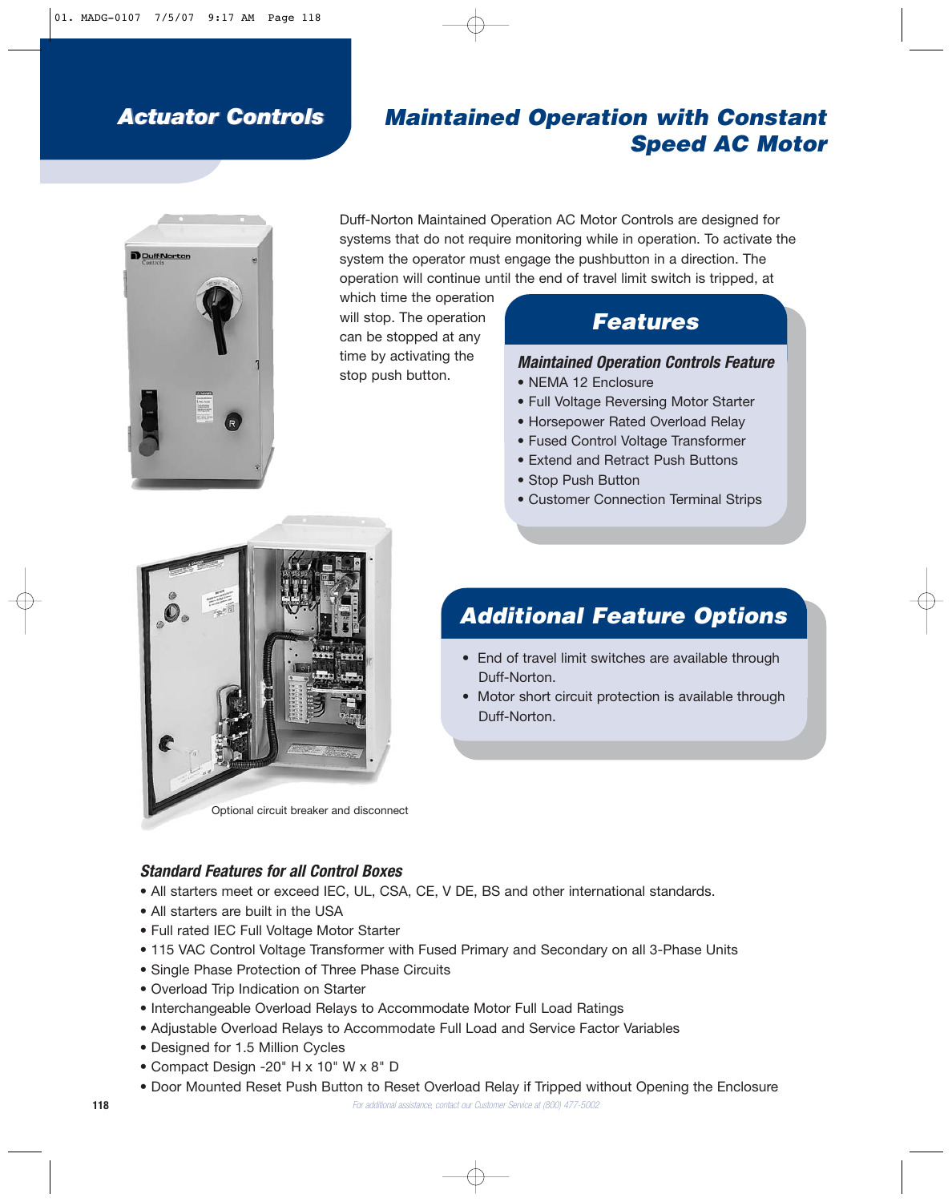# Actuator Controls

## Maintained Operation with Constant Speed AC Motor

Duff-Norton Maintained Operation AC Motor Controls are designed for systems that do not require monitoring while in operation. To activate the system the operator must engage the pushbutton in a direction. The operation will continue until the end of travel limit switch is tripped, at which time the operation will stop. The operation can be stopped at any time by activating the stop push button.

### Features

**Maintained Operation Controls Feature**

- NEMA 12 Enclosure
- Full Voltage Reversing Motor Starter
- Horsepower Rated Overload Relay
- Fused Control Voltage Transformer
- Extend and Retract Push Buttons
- Stop Push Button
- Customer Connection Terminal Strips

### Additional Feature Options

- End of travel limit switches are available through Duff-Norton.
- Motor short circuit protection is available through Duff-Norton.

Optional circuit breaker and disconnect

### Standard Features for all Control Boxes

- All starters meet or exceed IEC, UL, CSA, CE, V DE, BS and other international standards.
- All starters are built in the USA
- Full rated IEC Full Voltage Motor Starter
- 115 VAC Control Voltage Transformer with Fused Primary and Secondary on all 3-Phase Units
- Single Phase Protection of Three Phase Circuits
- Overload Trip Indication on Starter
- Interchangeable Overload Relays to Accommodate Motor Full Load Ratings
- Adjustable Overload Relays to Accommodate Full Load and Service Factor Variables
- Designed for 1.5 Million Cycles
- Compact Design -20" H x 10" W x 8" D
- Door Mounted Reset Push Button to Reset Overload Relay if Tripped without Opening the Enclosure

For additional assistance, contact our Customer Service at (800) 477-5002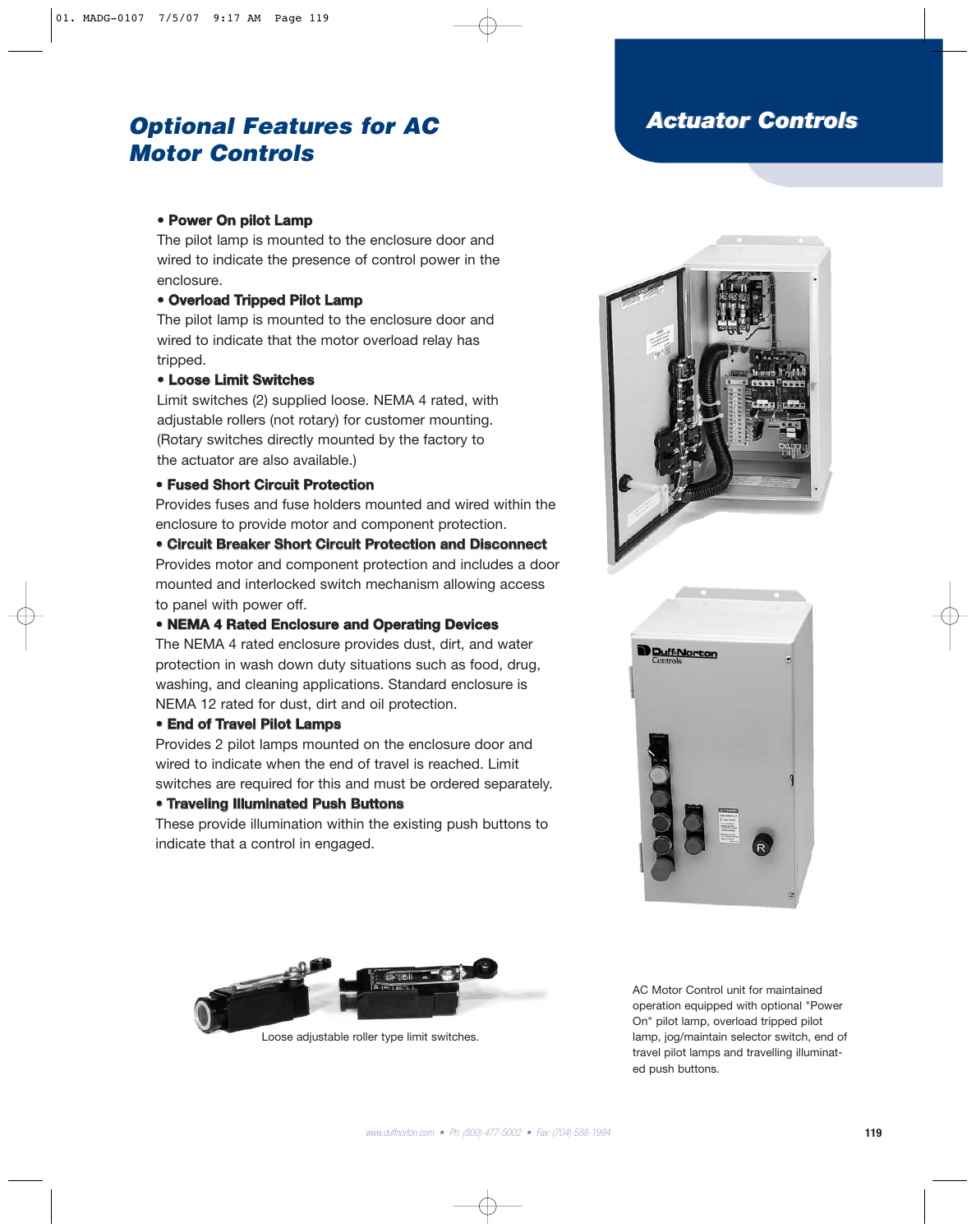# Optional Features for AC Motor Controls

## Actuator Controls

- **Power On pilot Lamp**
  The pilot lamp is mounted to the enclosure door and wired to indicate the presence of control power in the enclosure.
- **Overload Tripped Pilot Lamp**
  The pilot lamp is mounted to the enclosure door and wired to indicate that the motor overload relay has tripped.
- **Loose Limit Switches**
  Limit switches (2) supplied loose. NEMA 4 rated, with adjustable rollers (not rotary) for customer mounting. (Rotary switches directly mounted by the factory to the actuator are also available.)
- **Fused Short Circuit Protection**
  Provides fuses and fuse holders mounted and wired within the enclosure to provide motor and component protection.
- **Circuit Breaker Short Circuit Protection and Disconnect**
  Provides motor and component protection and includes a door mounted and interlocked switch mechanism allowing access to panel with power off.
- **NEMA 4 Rated Enclosure and Operating Devices**
  The NEMA 4 rated enclosure provides dust, dirt, and water protection in wash down duty situations such as food, drug, washing, and cleaning applications. Standard enclosure is NEMA 12 rated for dust, dirt and oil protection.
- **End of Travel Pilot Lamps**
  Provides 2 pilot lamps mounted on the enclosure door and wired to indicate when the end of travel is reached. Limit switches are required for this and must be ordered separately.
- **Traveling Illuminated Push Buttons**
  These provide illumination within the existing push buttons to indicate that a control in engaged.

Loose adjustable roller type limit switches.

AC Motor Control unit for maintained operation equipped with optional "Power On" pilot lamp, overload tripped pilot lamp, jog/maintain selector switch, end of travel pilot lamps and travelling illuminated push buttons.

www.duffnorton.com • Ph: (800) 477-5002 • Fax: (704) 588-1994